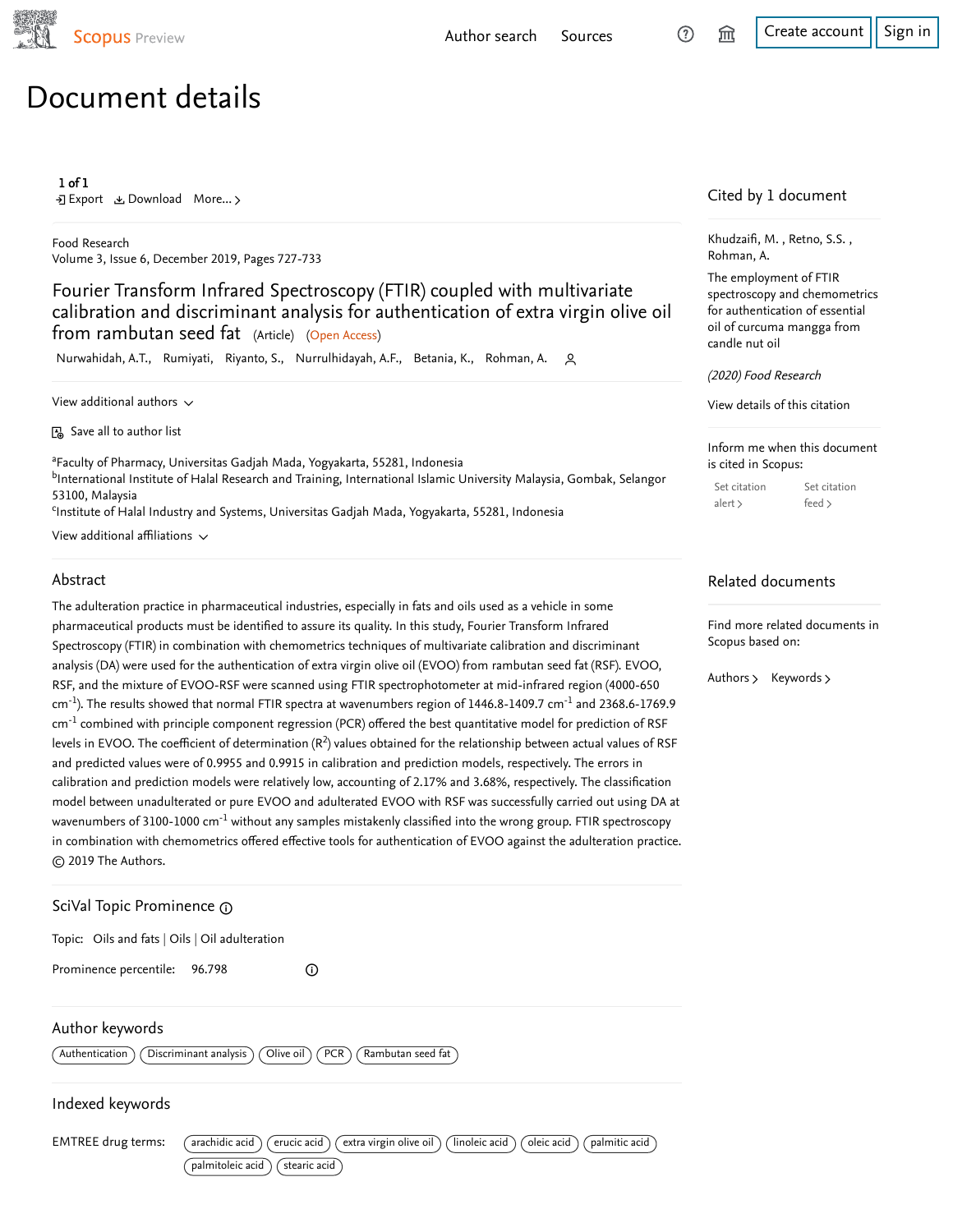# Document details

Food Research
Volume 3, Issue 6, December 2019, Pages 727-733

## Fourier Transform Infrared Spectroscopy (FTIR) coupled with multivariate calibration and discriminant analysis for authentication of extra virgin olive oil from rambutan seed fat (Article) (Open Access)

Nurwahidah, A.T., Rumiyati, Riyanto, S., Nurrulhidayah, A.F., Betania, K., Rohman, A.

View additional authors

Save all to author list

[a]Faculty of Pharmacy, Universitas Gadjah Mada, Yogyakarta, 55281, Indonesia
[b]International Institute of Halal Research and Training, International Islamic University Malaysia, Gombak, Selangor 53100, Malaysia
[c]Institute of Halal Industry and Systems, Universitas Gadjah Mada, Yogyakarta, 55281, Indonesia

View additional affiliations

### Abstract

The adulteration practice in pharmaceutical industries, especially in fats and oils used as a vehicle in some pharmaceutical products must be identified to assure its quality. In this study, Fourier Transform Infrared Spectroscopy (FTIR) in combination with chemometrics techniques of multivariate calibration and discriminant analysis (DA) were used for the authentication of extra virgin olive oil (EVOO) from rambutan seed fat (RSF). EVOO, RSF, and the mixture of EVOO-RSF were scanned using FTIR spectrophotometer at mid-infrared region (4000-650 $cm^{-1}$). The results showed that normal FTIR spectra at wavenumbers region of 1446.8-1409.7 $cm^{-1}$ and 2368.6-1769.9 $cm^{-1}$ combined with principle component regression (PCR) offered the best quantitative model for prediction of RSF levels in EVOO. The coefficient of determination ($R^2$) values obtained for the relationship between actual values of RSF and predicted values were of 0.9955 and 0.9915 in calibration and prediction models, respectively. The errors in calibration and prediction models were relatively low, accounting of 2.17% and 3.68%, respectively. The classification model between unadulterated or pure EVOO and adulterated EVOO with RSF was successfully carried out using DA at wavenumbers of 3100-1000 $cm^{-1}$ without any samples mistakenly classified into the wrong group. FTIR spectroscopy in combination with chemometrics offered effective tools for authentication of EVOO against the adulteration practice. © 2019 The Authors.

### SciVal Topic Prominence

Topic: Oils and fats | Oils | Oil adulteration

Prominence percentile: 96.798

### Author keywords

Authentication | Discriminant analysis | Olive oil | PCR | Rambutan seed fat

### Indexed keywords

EMTREE drug terms: arachidic acid | erucic acid | extra virgin olive oil | linoleic acid | oleic acid | palmitic acid | palmitoleic acid | stearic acid

### Cited by 1 document

Khudzaifi, M. , Retno, S.S. , Rohman, A.

The employment of FTIR spectroscopy and chemometrics for authentication of essential oil of curcuma mangga from candle nut oil

*(2020) Food Research*

View details of this citation

Inform me when this document is cited in Scopus:

Set citation alert | Set citation feed

### Related documents

Find more related documents in Scopus based on:

Authors | Keywords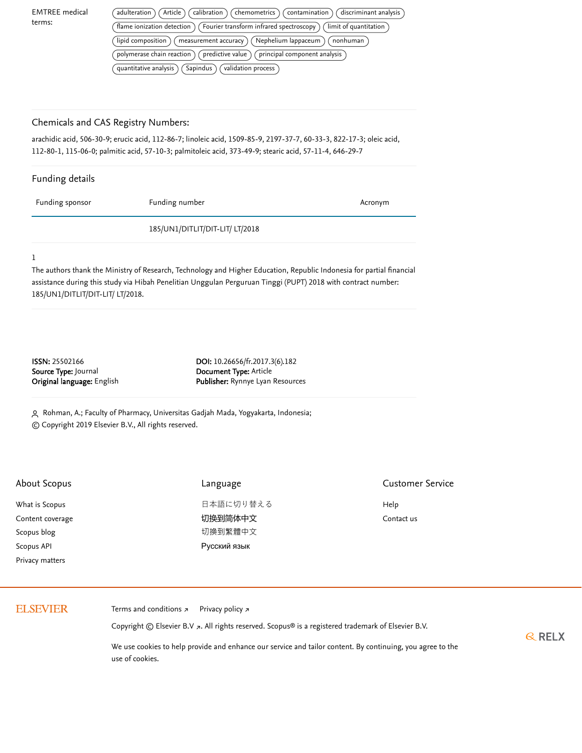EMTREE medical terms: adulteration, Article, calibration, chemometrics, contamination, discriminant analysis, flame ionization detection, Fourier transform infrared spectroscopy, limit of quantitation, lipid composition, measurement accuracy, Nephelium lappaceum, nonhuman, polymerase chain reaction, predictive value, principal component analysis, quantitative analysis, Sapindus, validation process

## Chemicals and CAS Registry Numbers:

arachidic acid, 506-30-9; erucic acid, 112-86-7; linoleic acid, 1509-85-9, 2197-37-7, 60-33-3, 822-17-3; oleic acid, 112-80-1, 115-06-0; palmitic acid, 57-10-3; palmitoleic acid, 373-49-9; stearic acid, 57-11-4, 646-29-7

## Funding details

| Funding sponsor | Funding number | Acronym |
|---|---|---|
| | 185/UN1/DITLIT/DIT-LIT/ LT/2018 | |

1

The authors thank the Ministry of Research, Technology and Higher Education, Republic Indonesia for partial financial assistance during this study via Hibah Penelitian Unggulan Perguruan Tinggi (PUPT) 2018 with contract number: 185/UN1/DITLIT/DIT-LIT/ LT/2018.

**ISSN:** 25502166
**Source Type:** Journal
**Original language:** English

**DOI:** 10.26656/fr.2017.3(6).182
**Document Type:** Article
**Publisher:** Rynnye Lyan Resources

Rohman, A.; Faculty of Pharmacy, Universitas Gadjah Mada, Yogyakarta, Indonesia;
© Copyright 2019 Elsevier B.V., All rights reserved.

## About Scopus

What is Scopus
Content coverage
Scopus blog
Scopus API
Privacy matters

## Language

日本語に切り替える
切换到简体中文
切換到繁體中文
Русский язык

## Customer Service

Help
Contact us

ELSEVIER

Terms and conditions ↗ Privacy policy ↗

Copyright © Elsevier B.V ↗. All rights reserved. Scopus® is a registered trademark of Elsevier B.V.

We use cookies to help provide and enhance our service and tailor content. By continuing, you agree to the use of cookies.

RELX